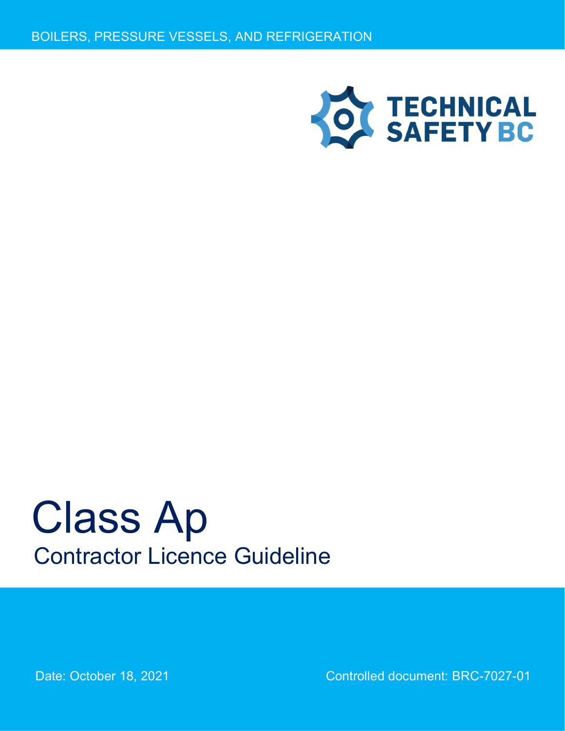BOILERS, PRESSURE VESSELS, AND REFRIGERATION

TECHNICAL SAFETY BC

# Class Ap

## Contractor Licence Guideline

Date: October 18, 2021

Controlled document: BRC-7027-01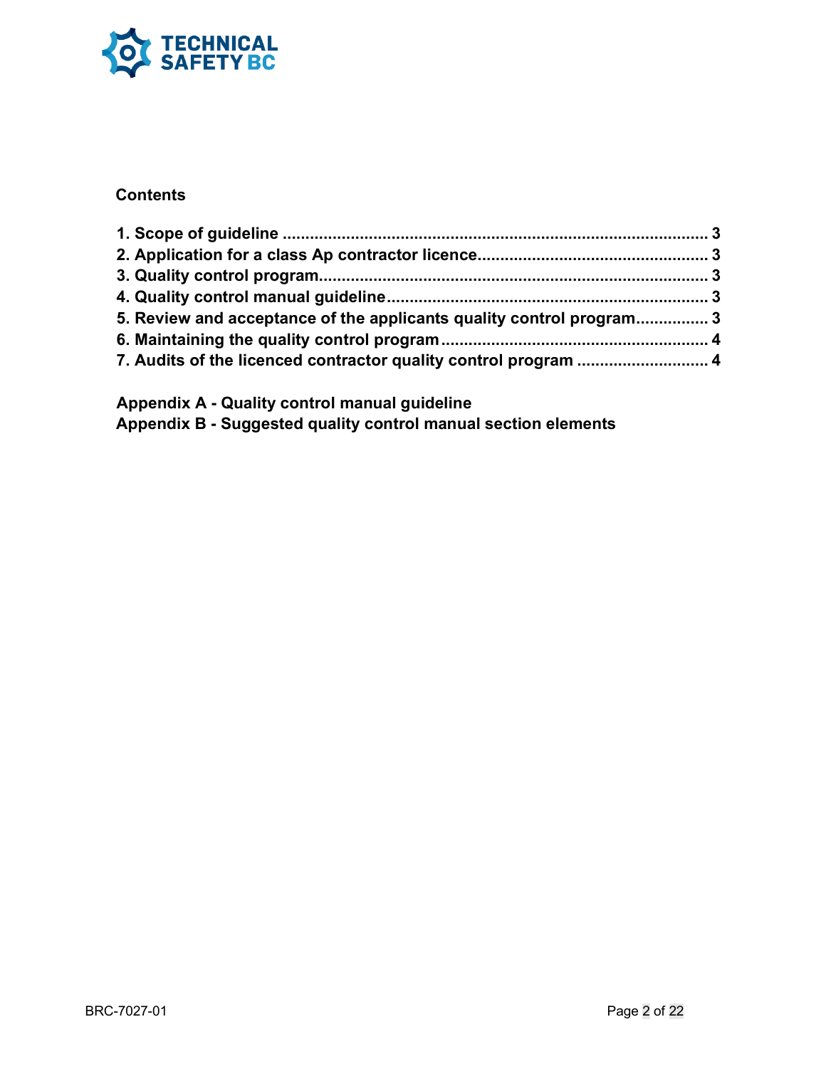**Contents**

1. Scope of guideline ............................................................................................ 3
2. Application for a class Ap contractor licence................................................. 3
3. Quality control program.................................................................................... 3
4. Quality control manual guideline..................................................................... 3
5. Review and acceptance of the applicants quality control program................ 3
6. Maintaining the quality control program......................................................... 4
7. Audits of the licenced contractor quality control program ............................ 4

**Appendix A - Quality control manual guideline**

**Appendix B - Suggested quality control manual section elements**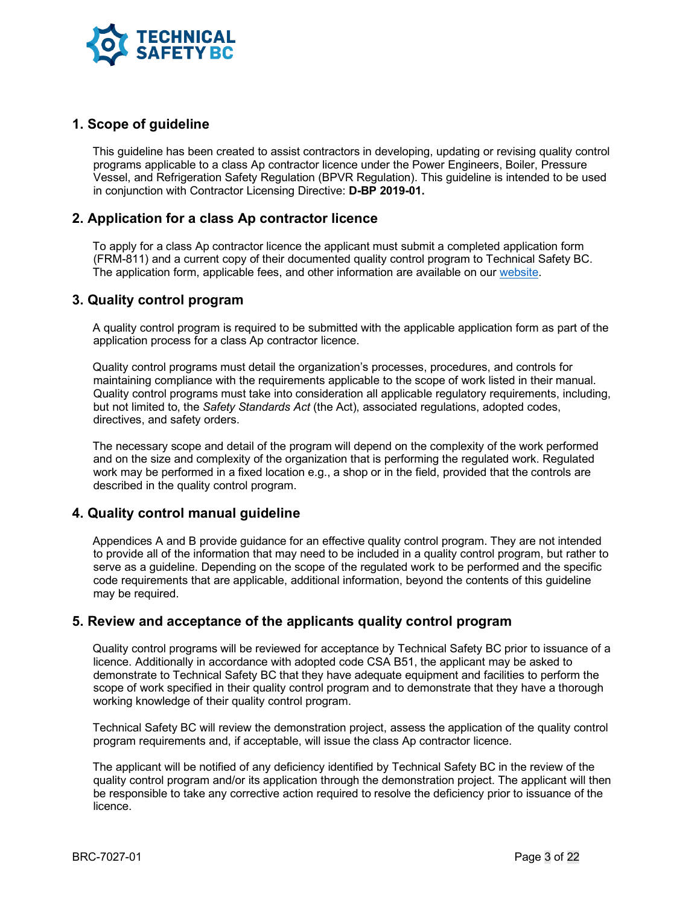## 1. Scope of guideline

This guideline has been created to assist contractors in developing, updating or revising quality control programs applicable to a class Ap contractor licence under the Power Engineers, Boiler, Pressure Vessel, and Refrigeration Safety Regulation (BPVR Regulation). This guideline is intended to be used in conjunction with Contractor Licensing Directive: **D-BP 2019-01.**

## 2. Application for a class Ap contractor licence

To apply for a class Ap contractor licence the applicant must submit a completed application form (FRM-811) and a current copy of their documented quality control program to Technical Safety BC. The application form, applicable fees, and other information are available on our website.

## 3. Quality control program

A quality control program is required to be submitted with the applicable application form as part of the application process for a class Ap contractor licence.

Quality control programs must detail the organization's processes, procedures, and controls for maintaining compliance with the requirements applicable to the scope of work listed in their manual. Quality control programs must take into consideration all applicable regulatory requirements, including, but not limited to, the *Safety Standards Act* (the Act), associated regulations, adopted codes, directives, and safety orders.

The necessary scope and detail of the program will depend on the complexity of the work performed and on the size and complexity of the organization that is performing the regulated work. Regulated work may be performed in a fixed location e.g., a shop or in the field, provided that the controls are described in the quality control program.

## 4. Quality control manual guideline

Appendices A and B provide guidance for an effective quality control program. They are not intended to provide all of the information that may need to be included in a quality control program, but rather to serve as a guideline. Depending on the scope of the regulated work to be performed and the specific code requirements that are applicable, additional information, beyond the contents of this guideline may be required.

## 5. Review and acceptance of the applicants quality control program

Quality control programs will be reviewed for acceptance by Technical Safety BC prior to issuance of a licence. Additionally in accordance with adopted code CSA B51, the applicant may be asked to demonstrate to Technical Safety BC that they have adequate equipment and facilities to perform the scope of work specified in their quality control program and to demonstrate that they have a thorough working knowledge of their quality control program.

Technical Safety BC will review the demonstration project, assess the application of the quality control program requirements and, if acceptable, will issue the class Ap contractor licence.

The applicant will be notified of any deficiency identified by Technical Safety BC in the review of the quality control program and/or its application through the demonstration project. The applicant will then be responsible to take any corrective action required to resolve the deficiency prior to issuance of the licence.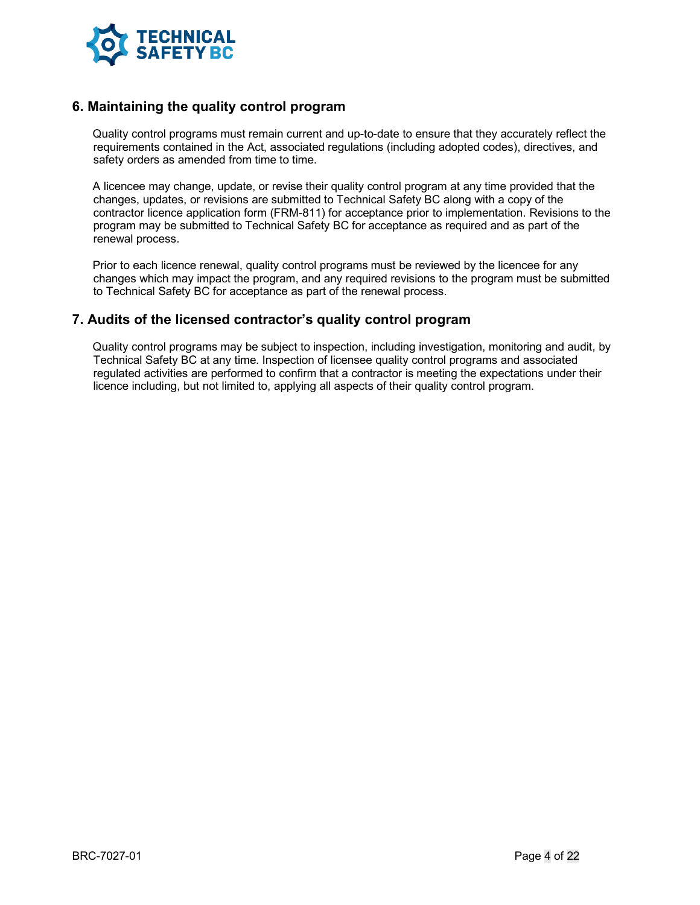## 6. Maintaining the quality control program

Quality control programs must remain current and up-to-date to ensure that they accurately reflect the requirements contained in the Act, associated regulations (including adopted codes), directives, and safety orders as amended from time to time.

A licencee may change, update, or revise their quality control program at any time provided that the changes, updates, or revisions are submitted to Technical Safety BC along with a copy of the contractor licence application form (FRM-811) for acceptance prior to implementation. Revisions to the program may be submitted to Technical Safety BC for acceptance as required and as part of the renewal process.

Prior to each licence renewal, quality control programs must be reviewed by the licencee for any changes which may impact the program, and any required revisions to the program must be submitted to Technical Safety BC for acceptance as part of the renewal process.

## 7. Audits of the licensed contractor's quality control program

Quality control programs may be subject to inspection, including investigation, monitoring and audit, by Technical Safety BC at any time. Inspection of licensee quality control programs and associated regulated activities are performed to confirm that a contractor is meeting the expectations under their licence including, but not limited to, applying all aspects of their quality control program.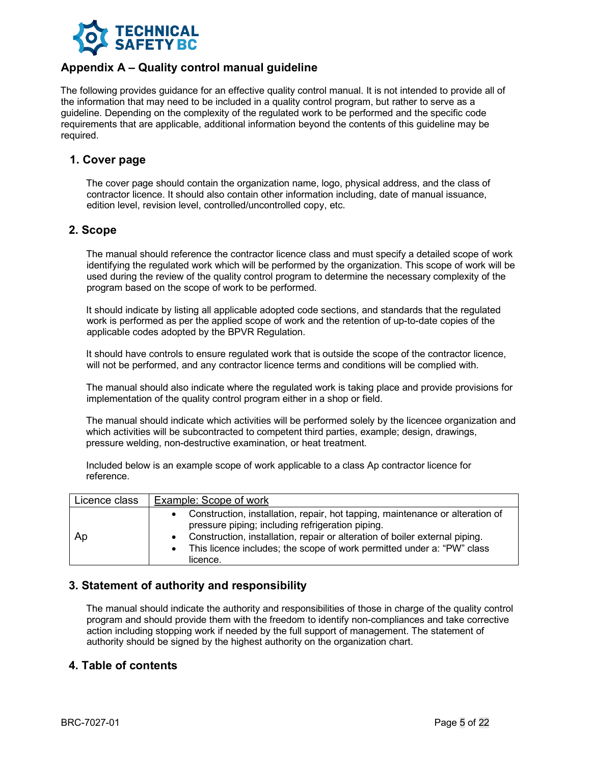## Appendix A – Quality control manual guideline

The following provides guidance for an effective quality control manual. It is not intended to provide all of the information that may need to be included in a quality control program, but rather to serve as a guideline. Depending on the complexity of the regulated work to be performed and the specific code requirements that are applicable, additional information beyond the contents of this guideline may be required.

### 1. Cover page

The cover page should contain the organization name, logo, physical address, and the class of contractor licence. It should also contain other information including, date of manual issuance, edition level, revision level, controlled/uncontrolled copy, etc.

### 2. Scope

The manual should reference the contractor licence class and must specify a detailed scope of work identifying the regulated work which will be performed by the organization. This scope of work will be used during the review of the quality control program to determine the necessary complexity of the program based on the scope of work to be performed.

It should indicate by listing all applicable adopted code sections, and standards that the regulated work is performed as per the applied scope of work and the retention of up-to-date copies of the applicable codes adopted by the BPVR Regulation.

It should have controls to ensure regulated work that is outside the scope of the contractor licence, will not be performed, and any contractor licence terms and conditions will be complied with.

The manual should also indicate where the regulated work is taking place and provide provisions for implementation of the quality control program either in a shop or field.

The manual should indicate which activities will be performed solely by the licencee organization and which activities will be subcontracted to competent third parties, example; design, drawings, pressure welding, non-destructive examination, or heat treatment.

Included below is an example scope of work applicable to a class Ap contractor licence for reference.

| Licence class | Example: Scope of work |
|---|---|
| Ap | • Construction, installation, repair, hot tapping, maintenance or alteration of pressure piping; including refrigeration piping.<br>• Construction, installation, repair or alteration of boiler external piping.<br>• This licence includes; the scope of work permitted under a: "PW" class licence. |

### 3. Statement of authority and responsibility

The manual should indicate the authority and responsibilities of those in charge of the quality control program and should provide them with the freedom to identify non-compliances and take corrective action including stopping work if needed by the full support of management. The statement of authority should be signed by the highest authority on the organization chart.

### 4. Table of contents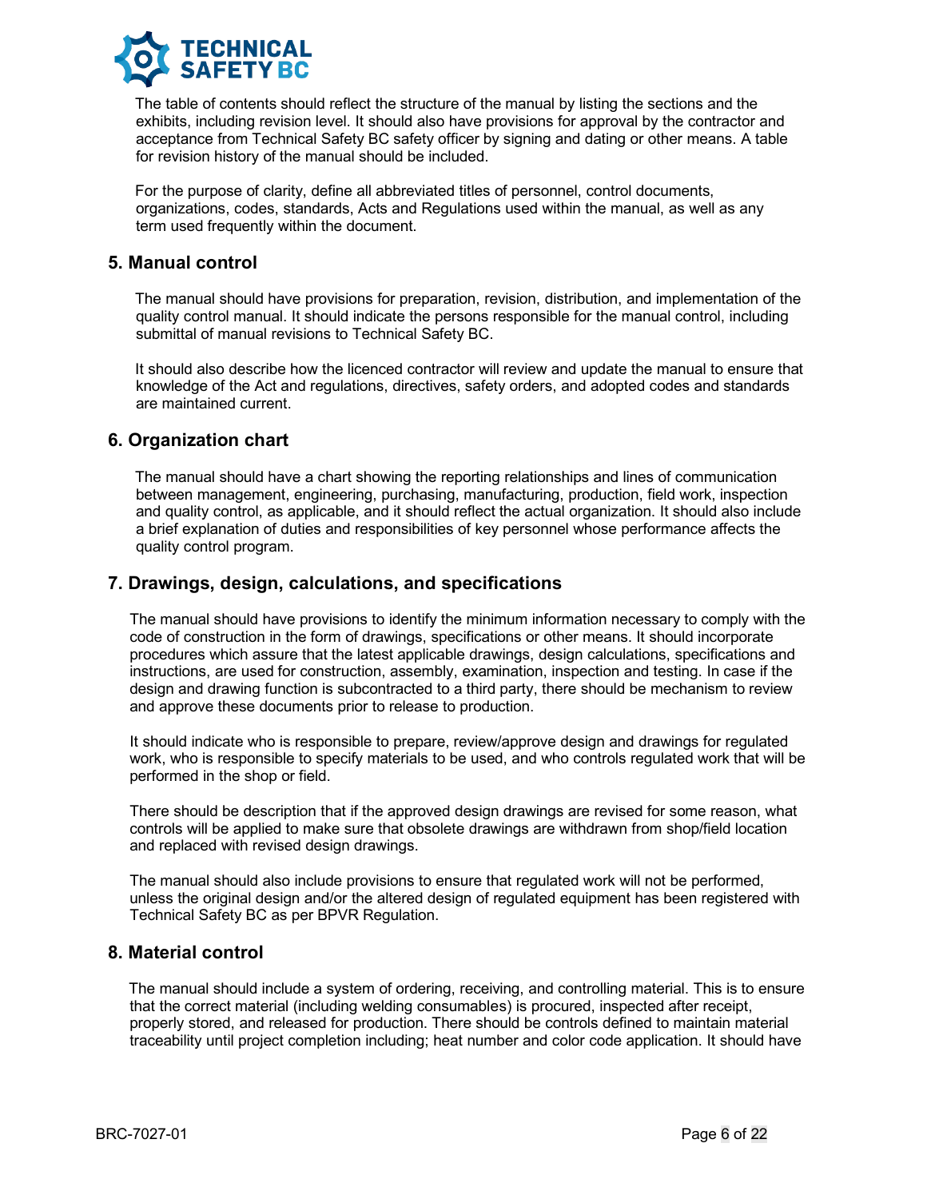The table of contents should reflect the structure of the manual by listing the sections and the exhibits, including revision level. It should also have provisions for approval by the contractor and acceptance from Technical Safety BC safety officer by signing and dating or other means. A table for revision history of the manual should be included.

For the purpose of clarity, define all abbreviated titles of personnel, control documents, organizations, codes, standards, Acts and Regulations used within the manual, as well as any term used frequently within the document.

## 5. Manual control

The manual should have provisions for preparation, revision, distribution, and implementation of the quality control manual. It should indicate the persons responsible for the manual control, including submittal of manual revisions to Technical Safety BC.

It should also describe how the licenced contractor will review and update the manual to ensure that knowledge of the Act and regulations, directives, safety orders, and adopted codes and standards are maintained current.

## 6. Organization chart

The manual should have a chart showing the reporting relationships and lines of communication between management, engineering, purchasing, manufacturing, production, field work, inspection and quality control, as applicable, and it should reflect the actual organization. It should also include a brief explanation of duties and responsibilities of key personnel whose performance affects the quality control program.

## 7. Drawings, design, calculations, and specifications

The manual should have provisions to identify the minimum information necessary to comply with the code of construction in the form of drawings, specifications or other means. It should incorporate procedures which assure that the latest applicable drawings, design calculations, specifications and instructions, are used for construction, assembly, examination, inspection and testing. In case if the design and drawing function is subcontracted to a third party, there should be mechanism to review and approve these documents prior to release to production.

It should indicate who is responsible to prepare, review/approve design and drawings for regulated work, who is responsible to specify materials to be used, and who controls regulated work that will be performed in the shop or field.

There should be description that if the approved design drawings are revised for some reason, what controls will be applied to make sure that obsolete drawings are withdrawn from shop/field location and replaced with revised design drawings.

The manual should also include provisions to ensure that regulated work will not be performed, unless the original design and/or the altered design of regulated equipment has been registered with Technical Safety BC as per BPVR Regulation.

## 8. Material control

The manual should include a system of ordering, receiving, and controlling material. This is to ensure that the correct material (including welding consumables) is procured, inspected after receipt, properly stored, and released for production. There should be controls defined to maintain material traceability until project completion including; heat number and color code application. It should have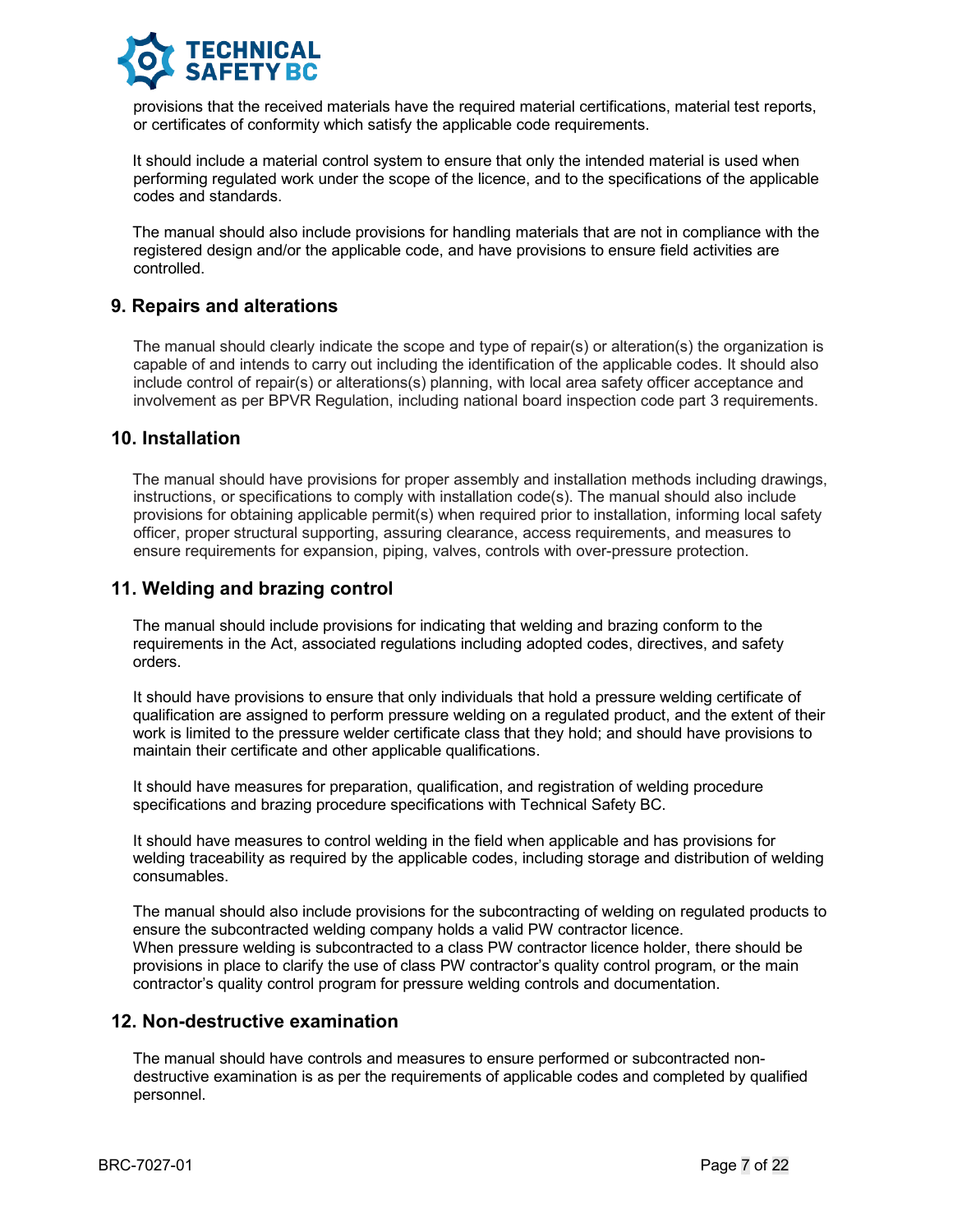provisions that the received materials have the required material certifications, material test reports, or certificates of conformity which satisfy the applicable code requirements.

It should include a material control system to ensure that only the intended material is used when performing regulated work under the scope of the licence, and to the specifications of the applicable codes and standards.

The manual should also include provisions for handling materials that are not in compliance with the registered design and/or the applicable code, and have provisions to ensure field activities are controlled.

## 9. Repairs and alterations

The manual should clearly indicate the scope and type of repair(s) or alteration(s) the organization is capable of and intends to carry out including the identification of the applicable codes. It should also include control of repair(s) or alterations(s) planning, with local area safety officer acceptance and involvement as per BPVR Regulation, including national board inspection code part 3 requirements.

## 10. Installation

The manual should have provisions for proper assembly and installation methods including drawings, instructions, or specifications to comply with installation code(s). The manual should also include provisions for obtaining applicable permit(s) when required prior to installation, informing local safety officer, proper structural supporting, assuring clearance, access requirements, and measures to ensure requirements for expansion, piping, valves, controls with over-pressure protection.

## 11. Welding and brazing control

The manual should include provisions for indicating that welding and brazing conform to the requirements in the Act, associated regulations including adopted codes, directives, and safety orders.

It should have provisions to ensure that only individuals that hold a pressure welding certificate of qualification are assigned to perform pressure welding on a regulated product, and the extent of their work is limited to the pressure welder certificate class that they hold; and should have provisions to maintain their certificate and other applicable qualifications.

It should have measures for preparation, qualification, and registration of welding procedure specifications and brazing procedure specifications with Technical Safety BC.

It should have measures to control welding in the field when applicable and has provisions for welding traceability as required by the applicable codes, including storage and distribution of welding consumables.

The manual should also include provisions for the subcontracting of welding on regulated products to ensure the subcontracted welding company holds a valid PW contractor licence.
When pressure welding is subcontracted to a class PW contractor licence holder, there should be provisions in place to clarify the use of class PW contractor's quality control program, or the main contractor's quality control program for pressure welding controls and documentation.

## 12. Non-destructive examination

The manual should have controls and measures to ensure performed or subcontracted non-destructive examination is as per the requirements of applicable codes and completed by qualified personnel.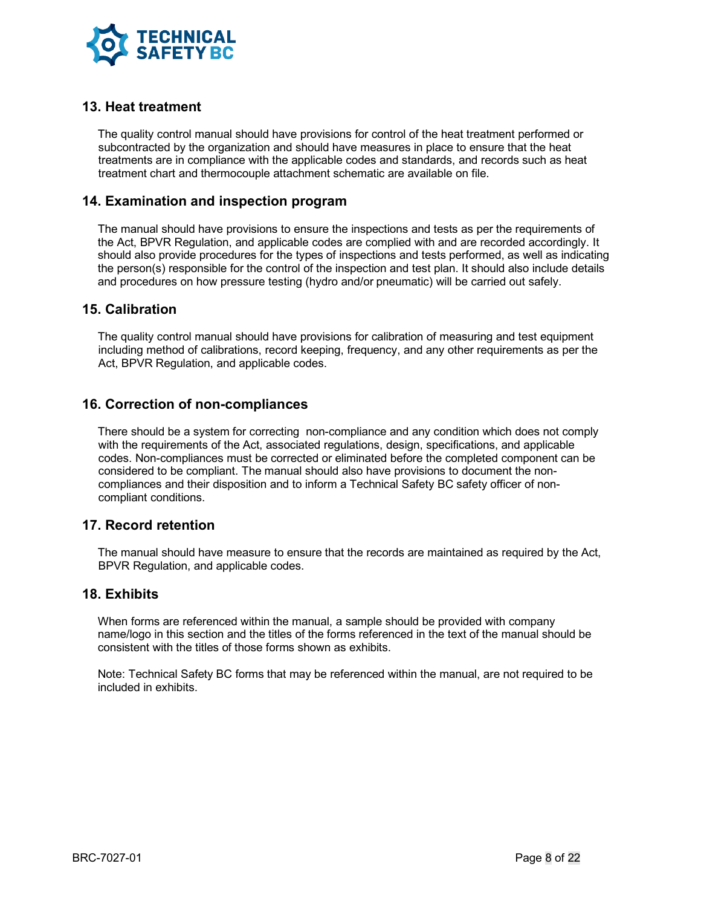## 13. Heat treatment

The quality control manual should have provisions for control of the heat treatment performed or subcontracted by the organization and should have measures in place to ensure that the heat treatments are in compliance with the applicable codes and standards, and records such as heat treatment chart and thermocouple attachment schematic are available on file.

## 14. Examination and inspection program

The manual should have provisions to ensure the inspections and tests as per the requirements of the Act, BPVR Regulation, and applicable codes are complied with and are recorded accordingly. It should also provide procedures for the types of inspections and tests performed, as well as indicating the person(s) responsible for the control of the inspection and test plan. It should also include details and procedures on how pressure testing (hydro and/or pneumatic) will be carried out safely.

## 15. Calibration

The quality control manual should have provisions for calibration of measuring and test equipment including method of calibrations, record keeping, frequency, and any other requirements as per the Act, BPVR Regulation, and applicable codes.

## 16. Correction of non-compliances

There should be a system for correcting non-compliance and any condition which does not comply with the requirements of the Act, associated regulations, design, specifications, and applicable codes. Non-compliances must be corrected or eliminated before the completed component can be considered to be compliant. The manual should also have provisions to document the non-compliances and their disposition and to inform a Technical Safety BC safety officer of non-compliant conditions.

## 17. Record retention

The manual should have measure to ensure that the records are maintained as required by the Act, BPVR Regulation, and applicable codes.

## 18. Exhibits

When forms are referenced within the manual, a sample should be provided with company name/logo in this section and the titles of the forms referenced in the text of the manual should be consistent with the titles of those forms shown as exhibits.

Note: Technical Safety BC forms that may be referenced within the manual, are not required to be included in exhibits.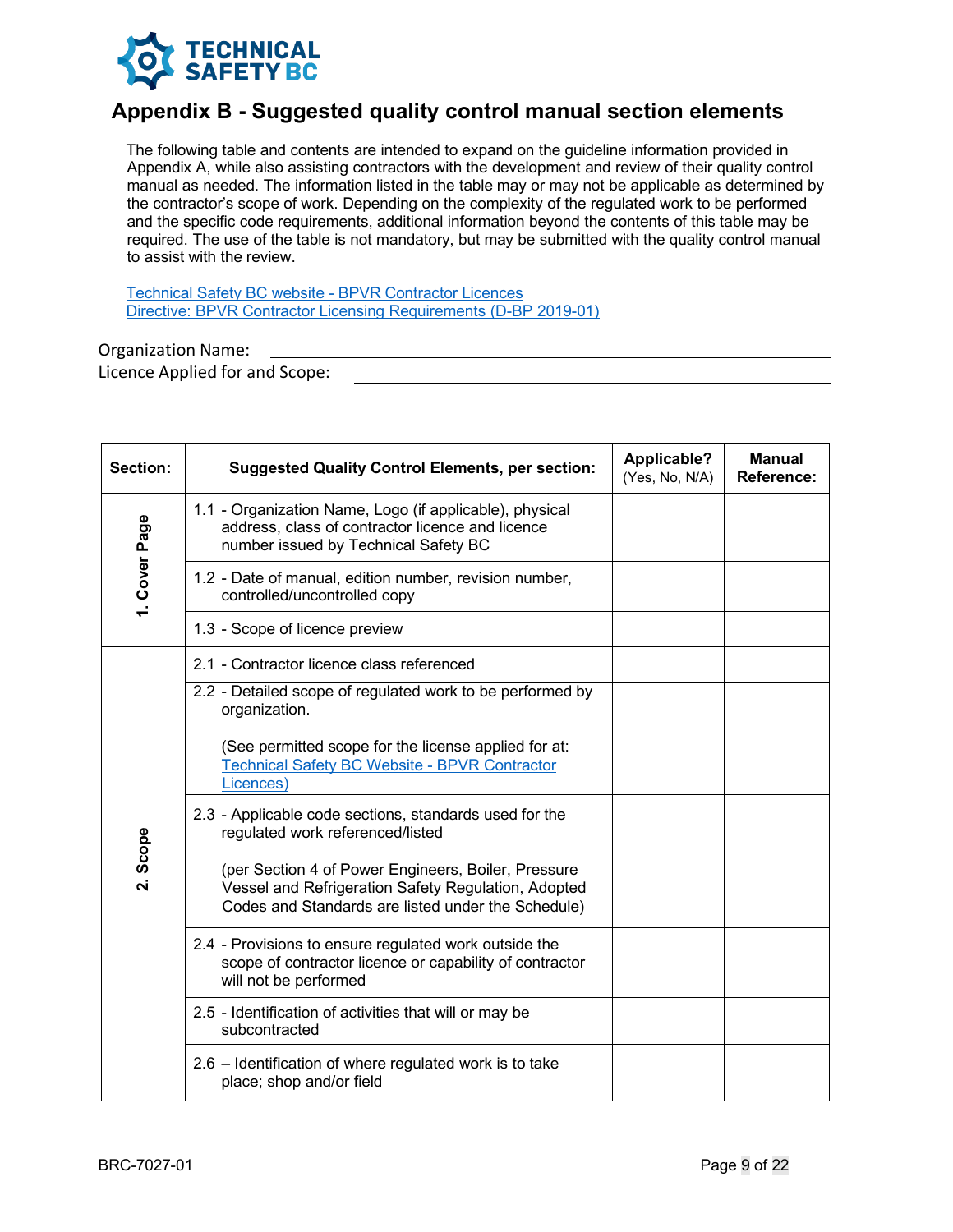# Appendix B - Suggested quality control manual section elements

The following table and contents are intended to expand on the guideline information provided in Appendix A, while also assisting contractors with the development and review of their quality control manual as needed. The information listed in the table may or may not be applicable as determined by the contractor's scope of work. Depending on the complexity of the regulated work to be performed and the specific code requirements, additional information beyond the contents of this table may be required. The use of the table is not mandatory, but may be submitted with the quality control manual to assist with the review.

[Technical Safety BC website - BPVR Contractor Licences](#)
[Directive: BPVR Contractor Licensing Requirements (D-BP 2019-01)](#)

Organization Name: ____________________

Licence Applied for and Scope: ____________________

| Section: | Suggested Quality Control Elements, per section: | Applicable? (Yes, No, N/A) | Manual Reference: |
|---|---|---|---|
| 1. Cover Page | 1.1 - Organization Name, Logo (if applicable), physical address, class of contractor licence and licence number issued by Technical Safety BC | | |
| | 1.2 - Date of manual, edition number, revision number, controlled/uncontrolled copy | | |
| | 1.3 - Scope of licence preview | | |
| 2. Scope | 2.1 - Contractor licence class referenced | | |
| | 2.2 - Detailed scope of regulated work to be performed by organization. (See permitted scope for the license applied for at: [Technical Safety BC Website - BPVR Contractor Licences)](#) | | |
| | 2.3 - Applicable code sections, standards used for the regulated work referenced/listed (per Section 4 of Power Engineers, Boiler, Pressure Vessel and Refrigeration Safety Regulation, Adopted Codes and Standards are listed under the Schedule) | | |
| | 2.4 - Provisions to ensure regulated work outside the scope of contractor licence or capability of contractor will not be performed | | |
| | 2.5 - Identification of activities that will or may be subcontracted | | |
| | 2.6 – Identification of where regulated work is to take place; shop and/or field | | |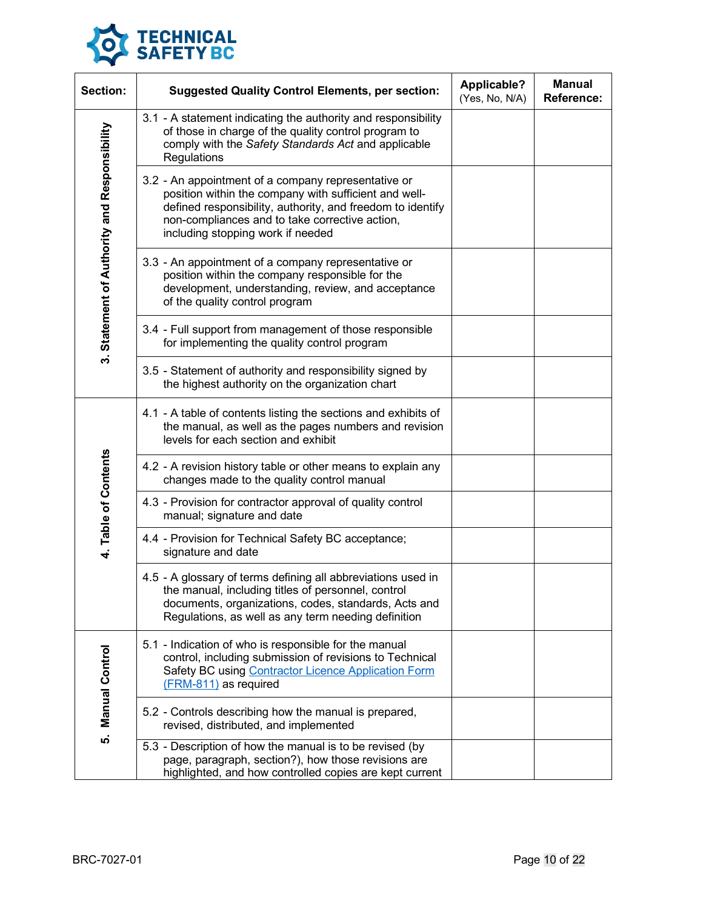| Section: | Suggested Quality Control Elements, per section: | Applicable? (Yes, No, N/A) | Manual Reference: |
|---|---|---|---|
| 3. Statement of Authority and Responsibility | 3.1 - A statement indicating the authority and responsibility of those in charge of the quality control program to comply with the *Safety Standards Act* and applicable Regulations | | |
| | 3.2 - An appointment of a company representative or position within the company with sufficient and well-defined responsibility, authority, and freedom to identify non-compliances and to take corrective action, including stopping work if needed | | |
| | 3.3 - An appointment of a company representative or position within the company responsible for the development, understanding, review, and acceptance of the quality control program | | |
| | 3.4 - Full support from management of those responsible for implementing the quality control program | | |
| | 3.5 - Statement of authority and responsibility signed by the highest authority on the organization chart | | |
| 4. Table of Contents | 4.1 - A table of contents listing the sections and exhibits of the manual, as well as the pages numbers and revision levels for each section and exhibit | | |
| | 4.2 - A revision history table or other means to explain any changes made to the quality control manual | | |
| | 4.3 - Provision for contractor approval of quality control manual; signature and date | | |
| | 4.4 - Provision for Technical Safety BC acceptance; signature and date | | |
| | 4.5 - A glossary of terms defining all abbreviations used in the manual, including titles of personnel, control documents, organizations, codes, standards, Acts and Regulations, as well as any term needing definition | | |
| 5. Manual Control | 5.1 - Indication of who is responsible for the manual control, including submission of revisions to Technical Safety BC using Contractor Licence Application Form (FRM-811) as required | | |
| | 5.2 - Controls describing how the manual is prepared, revised, distributed, and implemented | | |
| | 5.3 - Description of how the manual is to be revised (by page, paragraph, section?), how those revisions are highlighted, and how controlled copies are kept current | | |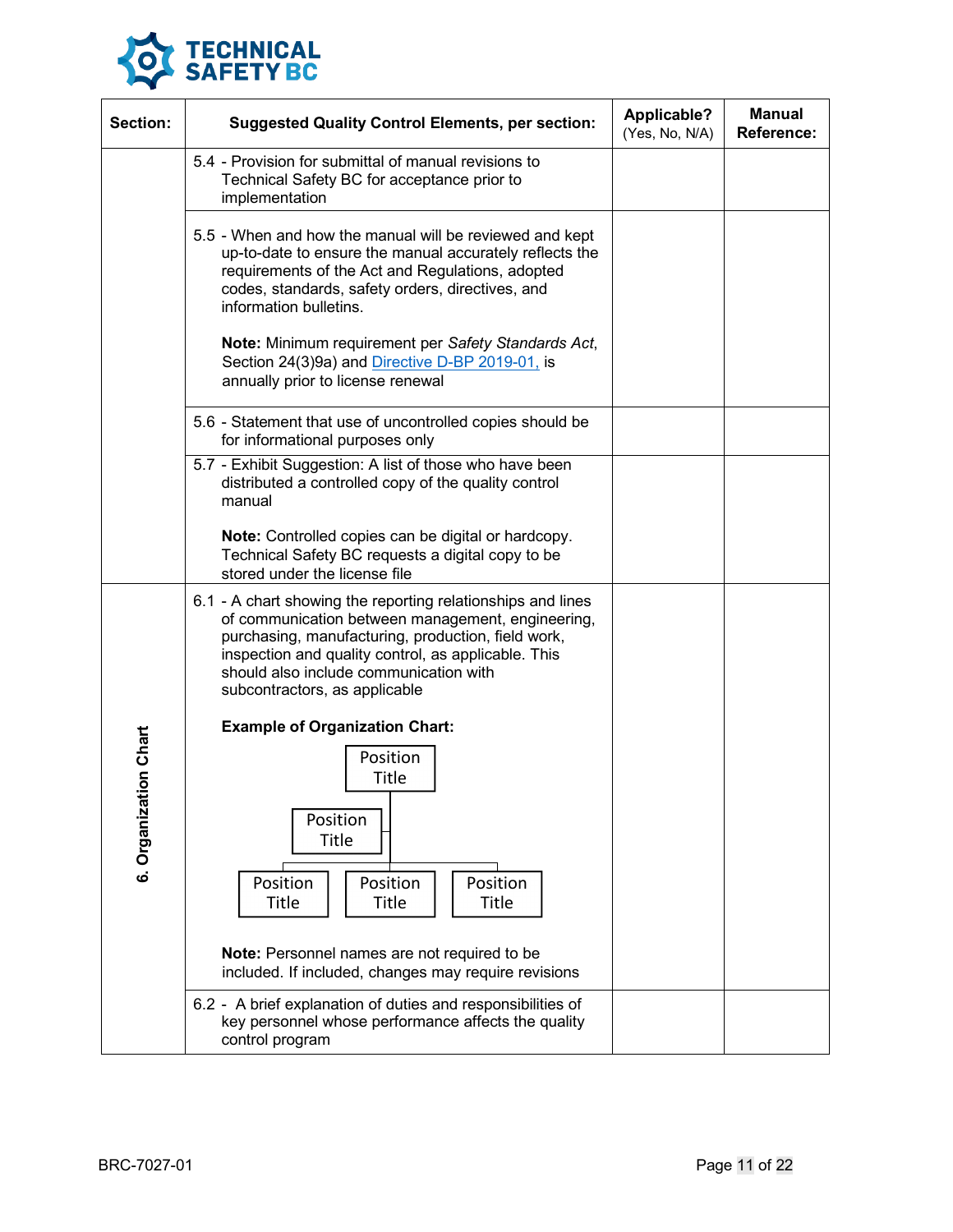| Section: | Suggested Quality Control Elements, per section: | Applicable? (Yes, No, N/A) | Manual Reference: |
|---|---|---|---|
| | 5.4 - Provision for submittal of manual revisions to Technical Safety BC for acceptance prior to implementation | | |
| | 5.5 - When and how the manual will be reviewed and kept up-to-date to ensure the manual accurately reflects the requirements of the Act and Regulations, adopted codes, standards, safety orders, directives, and information bulletins.<br><br>**Note:** Minimum requirement per *Safety Standards Act*, Section 24(3)9a) and [Directive D-BP 2019-01,]() is annually prior to license renewal | | |
| | 5.6 - Statement that use of uncontrolled copies should be for informational purposes only | | |
| | 5.7 - Exhibit Suggestion: A list of those who have been distributed a controlled copy of the quality control manual<br><br>**Note:** Controlled copies can be digital or hardcopy. Technical Safety BC requests a digital copy to be stored under the license file | | |
| 6. Organization Chart | 6.1 - A chart showing the reporting relationships and lines of communication between management, engineering, purchasing, manufacturing, production, field work, inspection and quality control, as applicable. This should also include communication with subcontractors, as applicable<br><br>**Example of Organization Chart:**<br><br>Position Title<br>Position Title<br>Position Title / Position Title / Position Title<br><br>**Note:** Personnel names are not required to be included. If included, changes may require revisions | | |
| | 6.2 - A brief explanation of duties and responsibilities of key personnel whose performance affects the quality control program | | |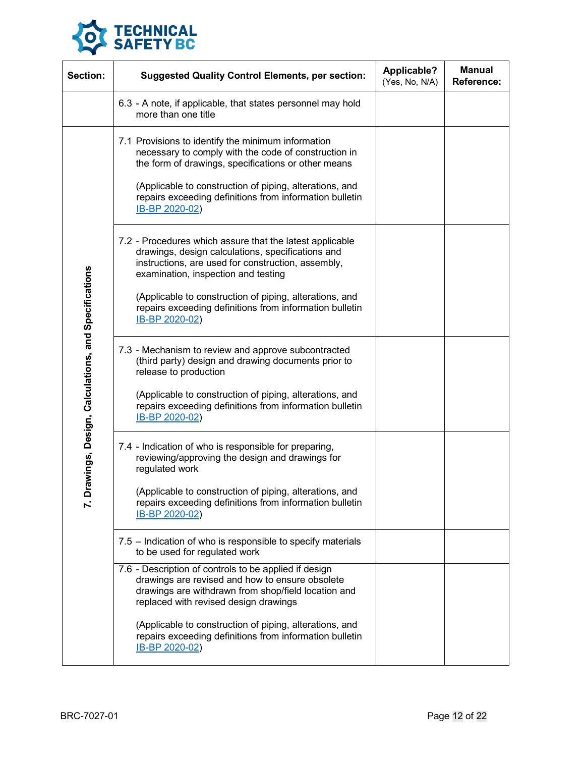| Section: | Suggested Quality Control Elements, per section: | Applicable? (Yes, No, N/A) | Manual Reference: |
| --- | --- | --- | --- |
| | 6.3 - A note, if applicable, that states personnel may hold more than one title | | |
| 7. Drawings, Design, Calculations, and Specifications | 7.1 Provisions to identify the minimum information necessary to comply with the code of construction in the form of drawings, specifications or other means<br><br>(Applicable to construction of piping, alterations, and repairs exceeding definitions from information bulletin IB-BP 2020-02) | | |
| | 7.2 - Procedures which assure that the latest applicable drawings, design calculations, specifications and instructions, are used for construction, assembly, examination, inspection and testing<br><br>(Applicable to construction of piping, alterations, and repairs exceeding definitions from information bulletin IB-BP 2020-02) | | |
| | 7.3 - Mechanism to review and approve subcontracted (third party) design and drawing documents prior to release to production<br><br>(Applicable to construction of piping, alterations, and repairs exceeding definitions from information bulletin IB-BP 2020-02) | | |
| | 7.4 - Indication of who is responsible for preparing, reviewing/approving the design and drawings for regulated work<br><br>(Applicable to construction of piping, alterations, and repairs exceeding definitions from information bulletin IB-BP 2020-02) | | |
| | 7.5 – Indication of who is responsible to specify materials to be used for regulated work | | |
| | 7.6 - Description of controls to be applied if design drawings are revised and how to ensure obsolete drawings are withdrawn from shop/field location and replaced with revised design drawings<br><br>(Applicable to construction of piping, alterations, and repairs exceeding definitions from information bulletin IB-BP 2020-02) | | |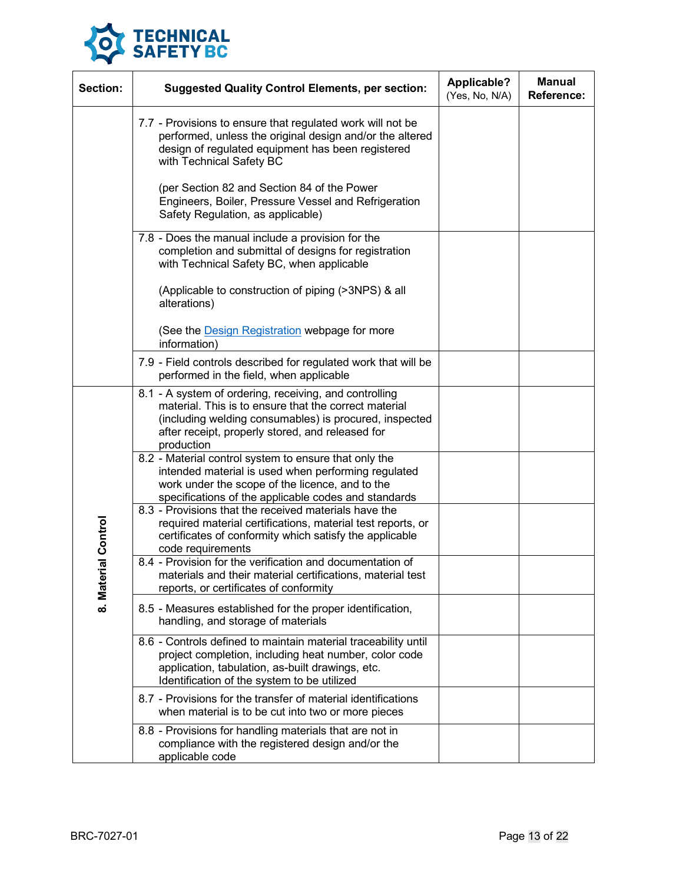| Section: | Suggested Quality Control Elements, per section: | Applicable? (Yes, No, N/A) | Manual Reference: |
| --- | --- | --- | --- |
| | 7.7 - Provisions to ensure that regulated work will not be performed, unless the original design and/or the altered design of regulated equipment has been registered with Technical Safety BC<br><br>(per Section 82 and Section 84 of the Power Engineers, Boiler, Pressure Vessel and Refrigeration Safety Regulation, as applicable) | | |
| | 7.8 - Does the manual include a provision for the completion and submittal of designs for registration with Technical Safety BC, when applicable<br><br>(Applicable to construction of piping (>3NPS) & all alterations)<br><br>(See the Design Registration webpage for more information) | | |
| | 7.9 - Field controls described for regulated work that will be performed in the field, when applicable | | |
| 8. Material Control | 8.1 - A system of ordering, receiving, and controlling material. This is to ensure that the correct material (including welding consumables) is procured, inspected after receipt, properly stored, and released for production | | |
| | 8.2 - Material control system to ensure that only the intended material is used when performing regulated work under the scope of the licence, and to the specifications of the applicable codes and standards | | |
| | 8.3 - Provisions that the received materials have the required material certifications, material test reports, or certificates of conformity which satisfy the applicable code requirements | | |
| | 8.4 - Provision for the verification and documentation of materials and their material certifications, material test reports, or certificates of conformity | | |
| | 8.5 - Measures established for the proper identification, handling, and storage of materials | | |
| | 8.6 - Controls defined to maintain material traceability until project completion, including heat number, color code application, tabulation, as-built drawings, etc. Identification of the system to be utilized | | |
| | 8.7 - Provisions for the transfer of material identifications when material is to be cut into two or more pieces | | |
| | 8.8 - Provisions for handling materials that are not in compliance with the registered design and/or the applicable code | | |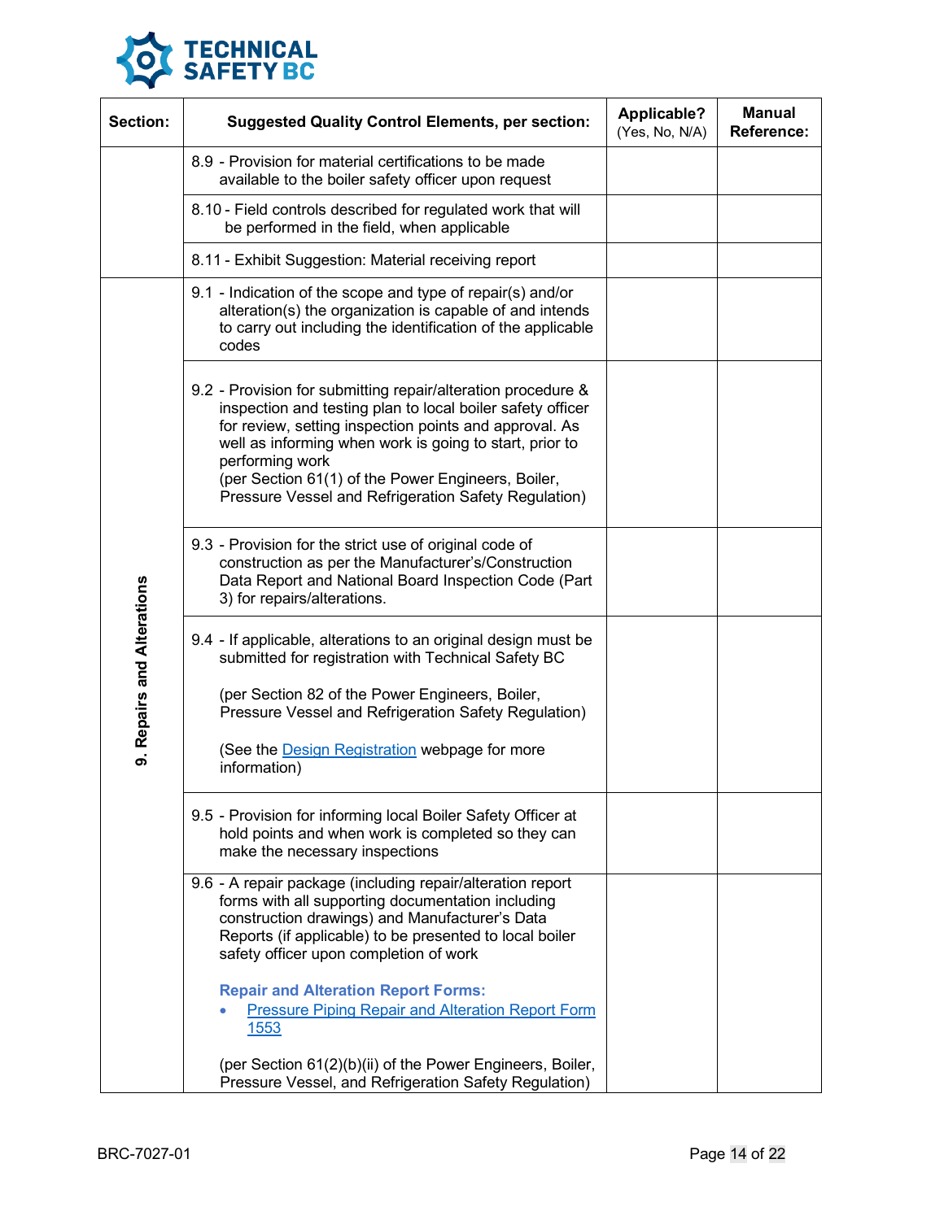| Section: | Suggested Quality Control Elements, per section: | Applicable? (Yes, No, N/A) | Manual Reference: |
|---|---|---|---|
| | 8.9 - Provision for material certifications to be made available to the boiler safety officer upon request | | |
| | 8.10 - Field controls described for regulated work that will be performed in the field, when applicable | | |
| | 8.11 - Exhibit Suggestion: Material receiving report | | |
| 9. Repairs and Alterations | 9.1 - Indication of the scope and type of repair(s) and/or alteration(s) the organization is capable of and intends to carry out including the identification of the applicable codes | | |
| | 9.2 - Provision for submitting repair/alteration procedure & inspection and testing plan to local boiler safety officer for review, setting inspection points and approval. As well as informing when work is going to start, prior to performing work (per Section 61(1) of the Power Engineers, Boiler, Pressure Vessel and Refrigeration Safety Regulation) | | |
| | 9.3 - Provision for the strict use of original code of construction as per the Manufacturer's/Construction Data Report and National Board Inspection Code (Part 3) for repairs/alterations. | | |
| | 9.4 - If applicable, alterations to an original design must be submitted for registration with Technical Safety BC<br><br>(per Section 82 of the Power Engineers, Boiler, Pressure Vessel and Refrigeration Safety Regulation)<br><br>(See the Design Registration webpage for more information) | | |
| | 9.5 - Provision for informing local Boiler Safety Officer at hold points and when work is completed so they can make the necessary inspections | | |
| | 9.6 - A repair package (including repair/alteration report forms with all supporting documentation including construction drawings) and Manufacturer's Data Reports (if applicable) to be presented to local boiler safety officer upon completion of work<br><br>**Repair and Alteration Report Forms:**<br>• Pressure Piping Repair and Alteration Report Form 1553<br><br>(per Section 61(2)(b)(ii) of the Power Engineers, Boiler, Pressure Vessel, and Refrigeration Safety Regulation) | | |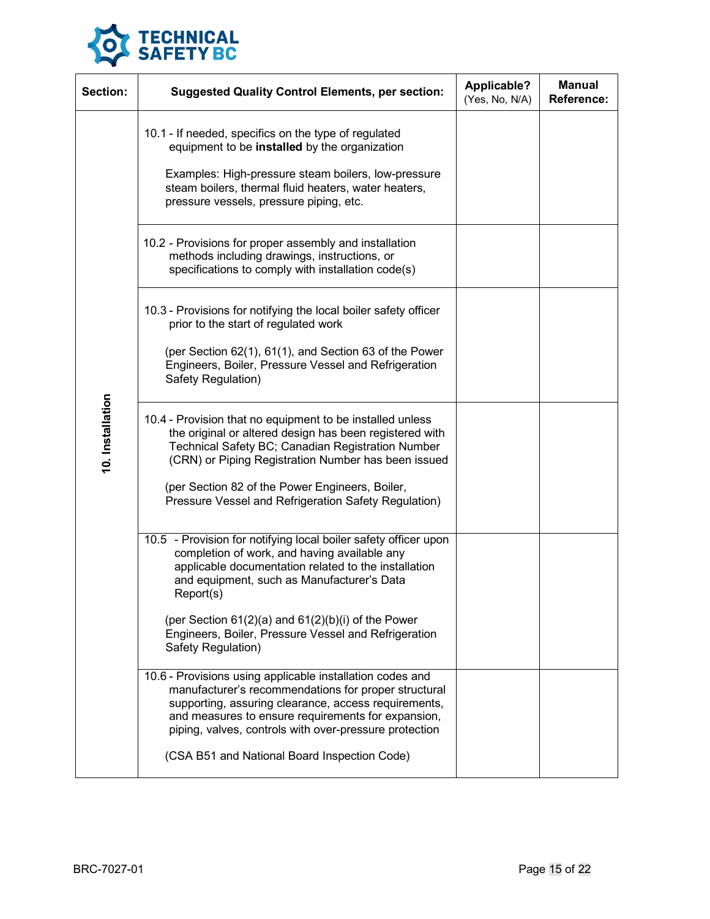| Section: | Suggested Quality Control Elements, per section: | Applicable? (Yes, No, N/A) | Manual Reference: |
|---|---|---|---|
| 10. Installation | 10.1 - If needed, specifics on the type of regulated equipment to be **installed** by the organization<br><br>Examples: High-pressure steam boilers, low-pressure steam boilers, thermal fluid heaters, water heaters, pressure vessels, pressure piping, etc. | | |
| | 10.2 - Provisions for proper assembly and installation methods including drawings, instructions, or specifications to comply with installation code(s) | | |
| | 10.3 - Provisions for notifying the local boiler safety officer prior to the start of regulated work<br><br>(per Section 62(1), 61(1), and Section 63 of the Power Engineers, Boiler, Pressure Vessel and Refrigeration Safety Regulation) | | |
| | 10.4 - Provision that no equipment to be installed unless the original or altered design has been registered with Technical Safety BC; Canadian Registration Number (CRN) or Piping Registration Number has been issued<br><br>(per Section 82 of the Power Engineers, Boiler, Pressure Vessel and Refrigeration Safety Regulation) | | |
| | 10.5 - Provision for notifying local boiler safety officer upon completion of work, and having available any applicable documentation related to the installation and equipment, such as Manufacturer's Data Report(s)<br><br>(per Section 61(2)(a) and 61(2)(b)(i) of the Power Engineers, Boiler, Pressure Vessel and Refrigeration Safety Regulation) | | |
| | 10.6 - Provisions using applicable installation codes and manufacturer's recommendations for proper structural supporting, assuring clearance, access requirements, and measures to ensure requirements for expansion, piping, valves, controls with over-pressure protection<br><br>(CSA B51 and National Board Inspection Code) | | |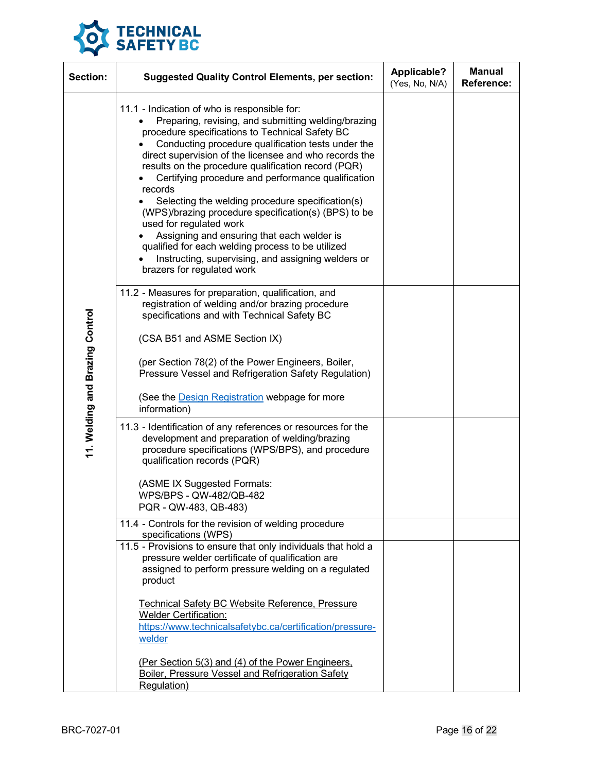| Section: | Suggested Quality Control Elements, per section: | Applicable? (Yes, No, N/A) | Manual Reference: |
|---|---|---|---|
| 11. Welding and Brazing Control | 11.1 - Indication of who is responsible for:<br>• Preparing, revising, and submitting welding/brazing procedure specifications to Technical Safety BC<br>• Conducting procedure qualification tests under the direct supervision of the licensee and who records the results on the procedure qualification record (PQR)<br>• Certifying procedure and performance qualification records<br>• Selecting the welding procedure specification(s) (WPS)/brazing procedure specification(s) (BPS) to be used for regulated work<br>• Assigning and ensuring that each welder is qualified for each welding process to be utilized<br>• Instructing, supervising, and assigning welders or brazers for regulated work | | |
| | 11.2 - Measures for preparation, qualification, and registration of welding and/or brazing procedure specifications and with Technical Safety BC<br><br>(CSA B51 and ASME Section IX)<br><br>(per Section 78(2) of the Power Engineers, Boiler, Pressure Vessel and Refrigeration Safety Regulation)<br><br>(See the [Design Registration] webpage for more information) | | |
| | 11.3 - Identification of any references or resources for the development and preparation of welding/brazing procedure specifications (WPS/BPS), and procedure qualification records (PQR)<br><br>(ASME IX Suggested Formats:<br>WPS/BPS - QW-482/QB-482<br>PQR - QW-483, QB-483) | | |
| | 11.4 - Controls for the revision of welding procedure specifications (WPS) | | |
| | 11.5 - Provisions to ensure that only individuals that hold a pressure welder certificate of qualification are assigned to perform pressure welding on a regulated product<br><br>Technical Safety BC Website Reference, Pressure Welder Certification:<br>https://www.technicalsafetybc.ca/certification/pressure-welder<br><br>(Per Section 5(3) and (4) of the Power Engineers, Boiler, Pressure Vessel and Refrigeration Safety Regulation) | | |

BRC-7027-01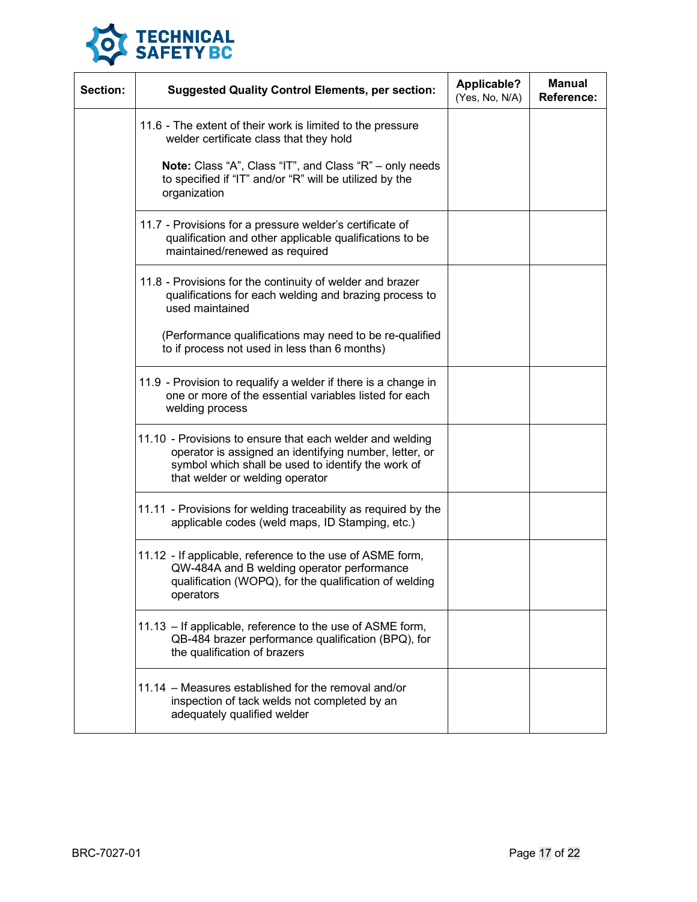| Section: | Suggested Quality Control Elements, per section: | Applicable? (Yes, No, N/A) | Manual Reference: |
|---|---|---|---|
| | 11.6 - The extent of their work is limited to the pressure welder certificate class that they hold<br><br>**Note:** Class "A", Class "IT", and Class "R" – only needs to specified if "IT" and/or "R" will be utilized by the organization | | |
| | 11.7 - Provisions for a pressure welder's certificate of qualification and other applicable qualifications to be maintained/renewed as required | | |
| | 11.8 - Provisions for the continuity of welder and brazer qualifications for each welding and brazing process to used maintained<br><br>(Performance qualifications may need to be re-qualified to if process not used in less than 6 months) | | |
| | 11.9 - Provision to requalify a welder if there is a change in one or more of the essential variables listed for each welding process | | |
| | 11.10 - Provisions to ensure that each welder and welding operator is assigned an identifying number, letter, or symbol which shall be used to identify the work of that welder or welding operator | | |
| | 11.11 - Provisions for welding traceability as required by the applicable codes (weld maps, ID Stamping, etc.) | | |
| | 11.12 - If applicable, reference to the use of ASME form, QW-484A and B welding operator performance qualification (WOPQ), for the qualification of welding operators | | |
| | 11.13 – If applicable, reference to the use of ASME form, QB-484 brazer performance qualification (BPQ), for the qualification of brazers | | |
| | 11.14 – Measures established for the removal and/or inspection of tack welds not completed by an adequately qualified welder | | |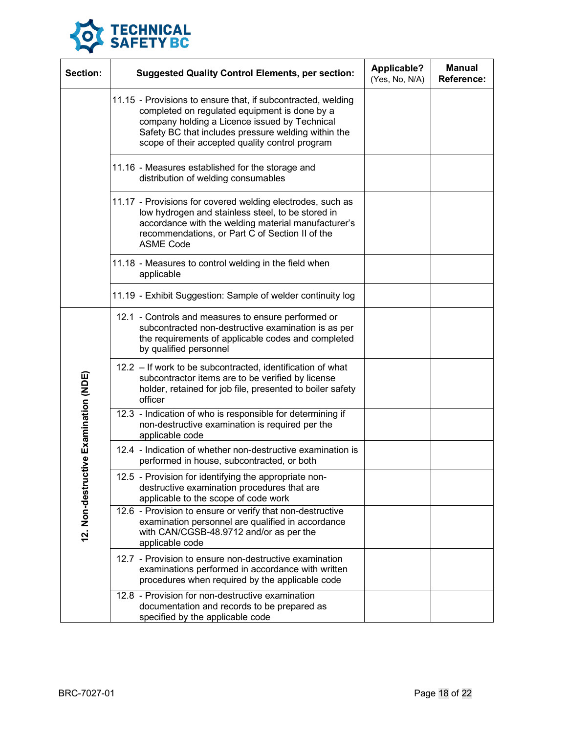| Section: | Suggested Quality Control Elements, per section: | Applicable? (Yes, No, N/A) | Manual Reference: |
|---|---|---|---|
| | 11.15 - Provisions to ensure that, if subcontracted, welding completed on regulated equipment is done by a company holding a Licence issued by Technical Safety BC that includes pressure welding within the scope of their accepted quality control program | | |
| | 11.16 - Measures established for the storage and distribution of welding consumables | | |
| | 11.17 - Provisions for covered welding electrodes, such as low hydrogen and stainless steel, to be stored in accordance with the welding material manufacturer's recommendations, or Part C of Section II of the ASME Code | | |
| | 11.18 - Measures to control welding in the field when applicable | | |
| | 11.19 - Exhibit Suggestion: Sample of welder continuity log | | |
| 12. Non-destructive Examination (NDE) | 12.1 - Controls and measures to ensure performed or subcontracted non-destructive examination is as per the requirements of applicable codes and completed by qualified personnel | | |
| | 12.2 – If work to be subcontracted, identification of what subcontractor items are to be verified by license holder, retained for job file, presented to boiler safety officer | | |
| | 12.3 - Indication of who is responsible for determining if non-destructive examination is required per the applicable code | | |
| | 12.4 - Indication of whether non-destructive examination is performed in house, subcontracted, or both | | |
| | 12.5 - Provision for identifying the appropriate non-destructive examination procedures that are applicable to the scope of code work | | |
| | 12.6 - Provision to ensure or verify that non-destructive examination personnel are qualified in accordance with CAN/CGSB-48.9712 and/or as per the applicable code | | |
| | 12.7 - Provision to ensure non-destructive examination examinations performed in accordance with written procedures when required by the applicable code | | |
| | 12.8 - Provision for non-destructive examination documentation and records to be prepared as specified by the applicable code | | |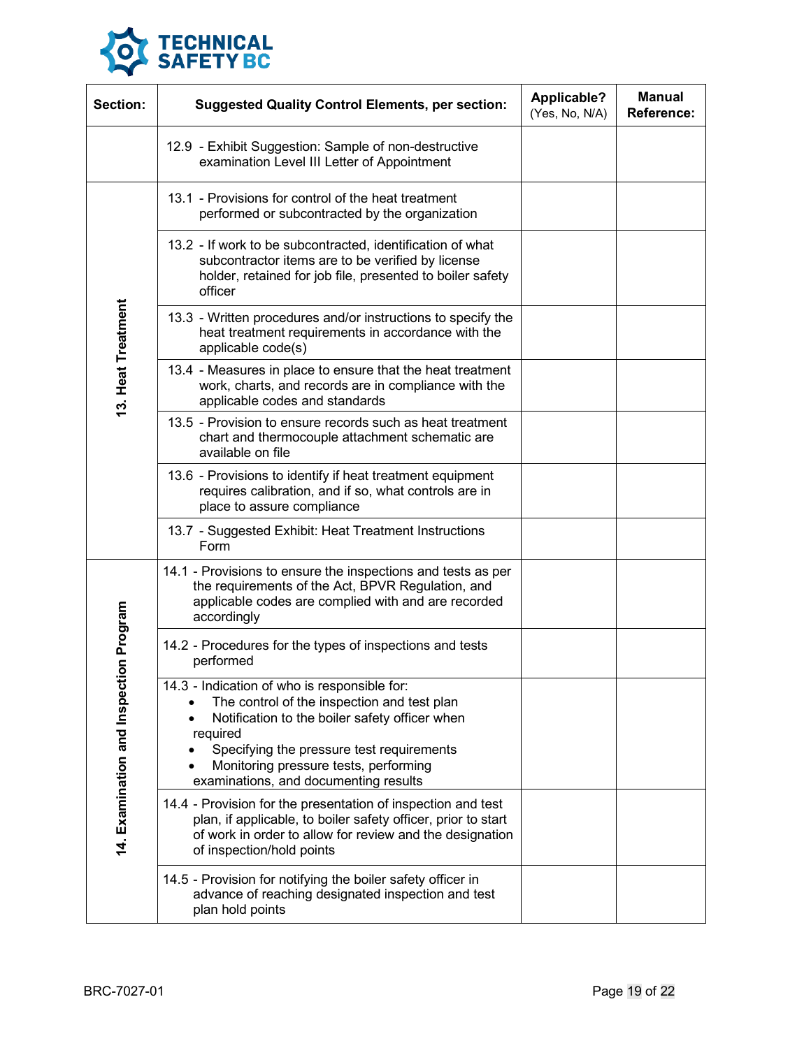| Section: | Suggested Quality Control Elements, per section: | Applicable? (Yes, No, N/A) | Manual Reference: |
|---|---|---|---|
| | 12.9 - Exhibit Suggestion: Sample of non-destructive examination Level III Letter of Appointment | | |
| 13. Heat Treatment | 13.1 - Provisions for control of the heat treatment performed or subcontracted by the organization | | |
| | 13.2 - If work to be subcontracted, identification of what subcontractor items are to be verified by license holder, retained for job file, presented to boiler safety officer | | |
| | 13.3 - Written procedures and/or instructions to specify the heat treatment requirements in accordance with the applicable code(s) | | |
| | 13.4 - Measures in place to ensure that the heat treatment work, charts, and records are in compliance with the applicable codes and standards | | |
| | 13.5 - Provision to ensure records such as heat treatment chart and thermocouple attachment schematic are available on file | | |
| | 13.6 - Provisions to identify if heat treatment equipment requires calibration, and if so, what controls are in place to assure compliance | | |
| | 13.7 - Suggested Exhibit: Heat Treatment Instructions Form | | |
| 14. Examination and Inspection Program | 14.1 - Provisions to ensure the inspections and tests as per the requirements of the Act, BPVR Regulation, and applicable codes are complied with and are recorded accordingly | | |
| | 14.2 - Procedures for the types of inspections and tests performed | | |
| | 14.3 - Indication of who is responsible for:<br>• The control of the inspection and test plan<br>• Notification to the boiler safety officer when required<br>• Specifying the pressure test requirements<br>• Monitoring pressure tests, performing examinations, and documenting results | | |
| | 14.4 - Provision for the presentation of inspection and test plan, if applicable, to boiler safety officer, prior to start of work in order to allow for review and the designation of inspection/hold points | | |
| | 14.5 - Provision for notifying the boiler safety officer in advance of reaching designated inspection and test plan hold points | | |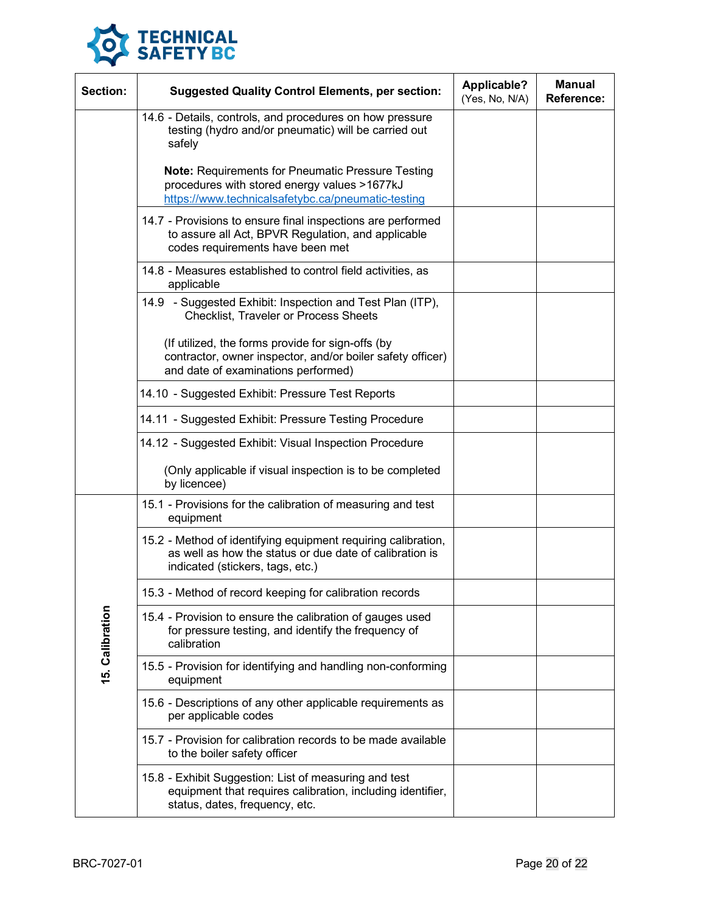| Section: | Suggested Quality Control Elements, per section: | Applicable? (Yes, No, N/A) | Manual Reference: |
|---|---|---|---|
| | 14.6 - Details, controls, and procedures on how pressure testing (hydro and/or pneumatic) will be carried out safely<br><br>**Note:** Requirements for Pneumatic Pressure Testing procedures with stored energy values >1677kJ https://www.technicalsafetybc.ca/pneumatic-testing | | |
| | 14.7 - Provisions to ensure final inspections are performed to assure all Act, BPVR Regulation, and applicable codes requirements have been met | | |
| | 14.8 - Measures established to control field activities, as applicable | | |
| | 14.9 - Suggested Exhibit: Inspection and Test Plan (ITP), Checklist, Traveler or Process Sheets<br><br>(If utilized, the forms provide for sign-offs (by contractor, owner inspector, and/or boiler safety officer) and date of examinations performed) | | |
| | 14.10 - Suggested Exhibit: Pressure Test Reports | | |
| | 14.11 - Suggested Exhibit: Pressure Testing Procedure | | |
| | 14.12 - Suggested Exhibit: Visual Inspection Procedure<br><br>(Only applicable if visual inspection is to be completed by licencee) | | |
| 15. Calibration | 15.1 - Provisions for the calibration of measuring and test equipment | | |
| | 15.2 - Method of identifying equipment requiring calibration, as well as how the status or due date of calibration is indicated (stickers, tags, etc.) | | |
| | 15.3 - Method of record keeping for calibration records | | |
| | 15.4 - Provision to ensure the calibration of gauges used for pressure testing, and identify the frequency of calibration | | |
| | 15.5 - Provision for identifying and handling non-conforming equipment | | |
| | 15.6 - Descriptions of any other applicable requirements as per applicable codes | | |
| | 15.7 - Provision for calibration records to be made available to the boiler safety officer | | |
| | 15.8 - Exhibit Suggestion: List of measuring and test equipment that requires calibration, including identifier, status, dates, frequency, etc. | | |

BRC-7027-01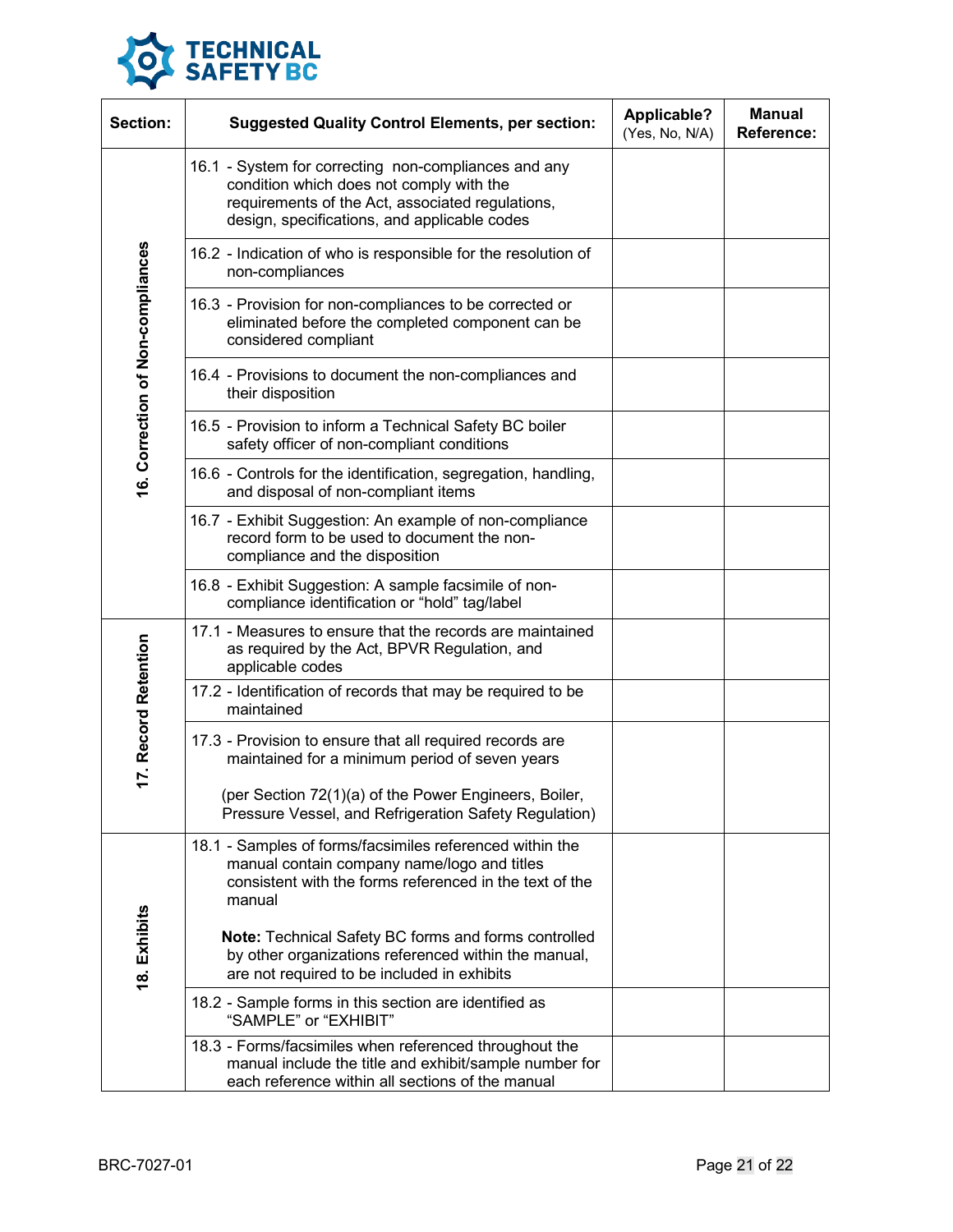| Section: | Suggested Quality Control Elements, per section: | Applicable? (Yes, No, N/A) | Manual Reference: |
|---|---|---|---|
| 16. Correction of Non-compliances | 16.1 - System for correcting non-compliances and any condition which does not comply with the requirements of the Act, associated regulations, design, specifications, and applicable codes | | |
| | 16.2 - Indication of who is responsible for the resolution of non-compliances | | |
| | 16.3 - Provision for non-compliances to be corrected or eliminated before the completed component can be considered compliant | | |
| | 16.4 - Provisions to document the non-compliances and their disposition | | |
| | 16.5 - Provision to inform a Technical Safety BC boiler safety officer of non-compliant conditions | | |
| | 16.6 - Controls for the identification, segregation, handling, and disposal of non-compliant items | | |
| | 16.7 - Exhibit Suggestion: An example of non-compliance record form to be used to document the non-compliance and the disposition | | |
| | 16.8 - Exhibit Suggestion: A sample facsimile of non-compliance identification or "hold" tag/label | | |
| 17. Record Retention | 17.1 - Measures to ensure that the records are maintained as required by the Act, BPVR Regulation, and applicable codes | | |
| | 17.2 - Identification of records that may be required to be maintained | | |
| | 17.3 - Provision to ensure that all required records are maintained for a minimum period of seven years<br><br>(per Section 72(1)(a) of the Power Engineers, Boiler, Pressure Vessel, and Refrigeration Safety Regulation) | | |
| 18. Exhibits | 18.1 - Samples of forms/facsimiles referenced within the manual contain company name/logo and titles consistent with the forms referenced in the text of the manual<br><br>**Note:** Technical Safety BC forms and forms controlled by other organizations referenced within the manual, are not required to be included in exhibits | | |
| | 18.2 - Sample forms in this section are identified as "SAMPLE" or "EXHIBIT" | | |
| | 18.3 - Forms/facsimiles when referenced throughout the manual include the title and exhibit/sample number for each reference within all sections of the manual | | |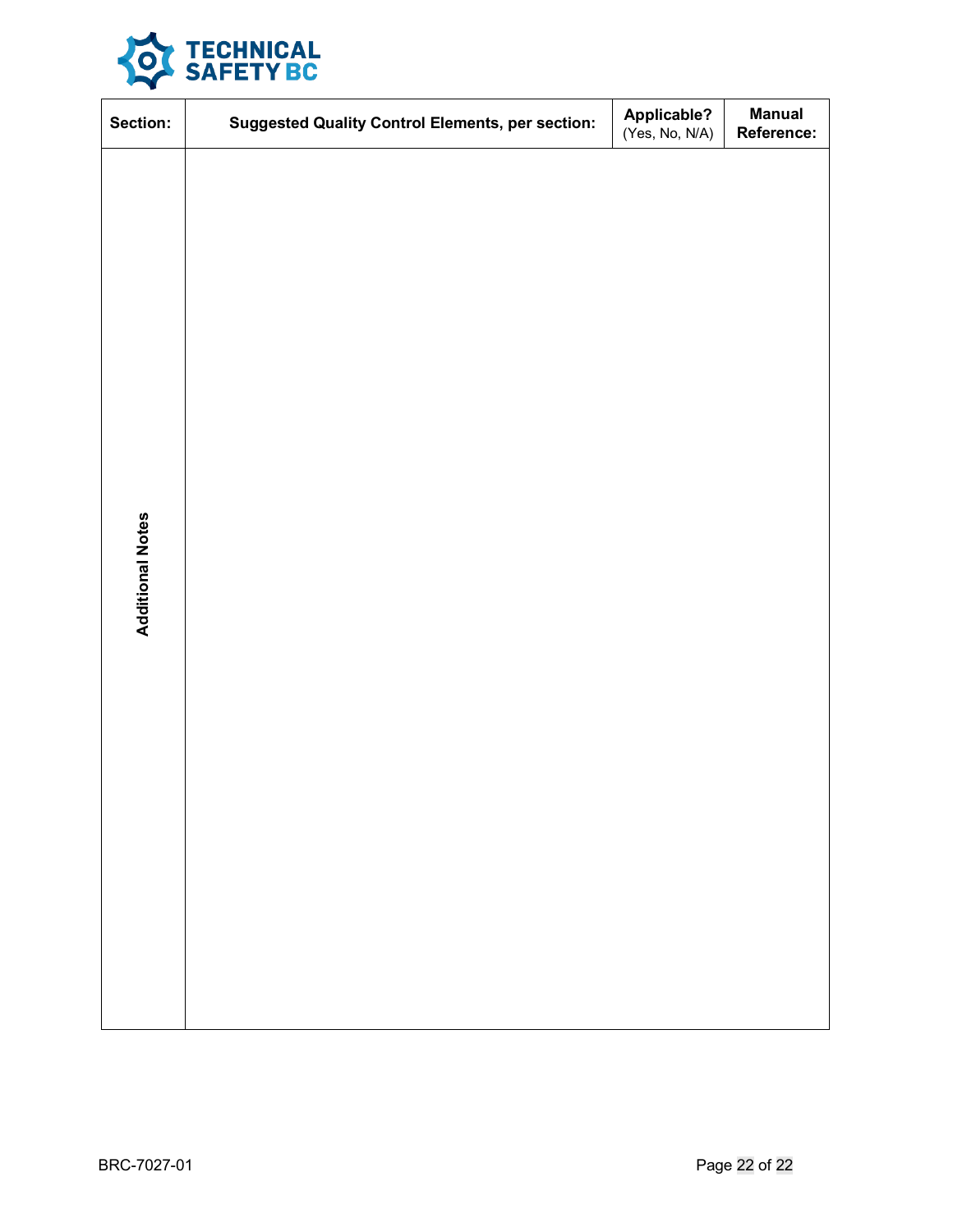| Section: | Suggested Quality Control Elements, per section: | Applicable? (Yes, No, N/A) | Manual Reference: |
| --- | --- | --- | --- |
| Additional Notes | | | |